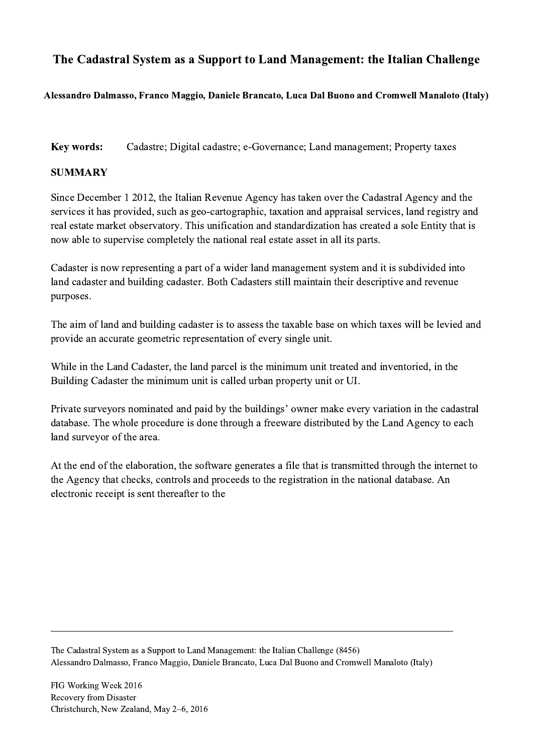# The Cadastral System as a Support to Land Management: the Italian Challenge

**Alessandro Dalmasso, Franco Maggio, Daniele Brancato, Luca Dal Buono and Cromwell Manaloto (Italy)**

**Key words:** Cadastre; Digital cadastre; e-Governance; Land management; Property taxes

## SUMMARY

Since December 1 2012, the Italian Revenue Agency has taken over the Cadastral Agency and the services it has provided, such as geo-cartographic, taxation and appraisal services, land registry and real estate market observatory. This unification and standardization has created a sole Entity that is now able to supervise completely the national real estate asset in all its parts.

Cadaster is now representing a part of a wider land management system and it is subdivided into land cadaster and building cadaster. Both Cadasters still maintain their descriptive and revenue purposes.

The aim of land and building cadaster is to assess the taxable base on which taxes will be levied and provide an accurate geometric representation of every single unit.

While in the Land Cadaster, the land parcel is the minimum unit treated and inventoried, in the Building Cadaster the minimum unit is called urban property unit or UI.

Private surveyors nominated and paid by the buildings' owner make every variation in the cadastral database. The whole procedure is done through a freeware distributed by the Land Agency to each land surveyor of the area.

At the end of the elaboration, the software generates a file that is transmitted through the internet to the Agency that checks, controls and proceeds to the registration in the national database. An electronic receipt is sent thereafter to the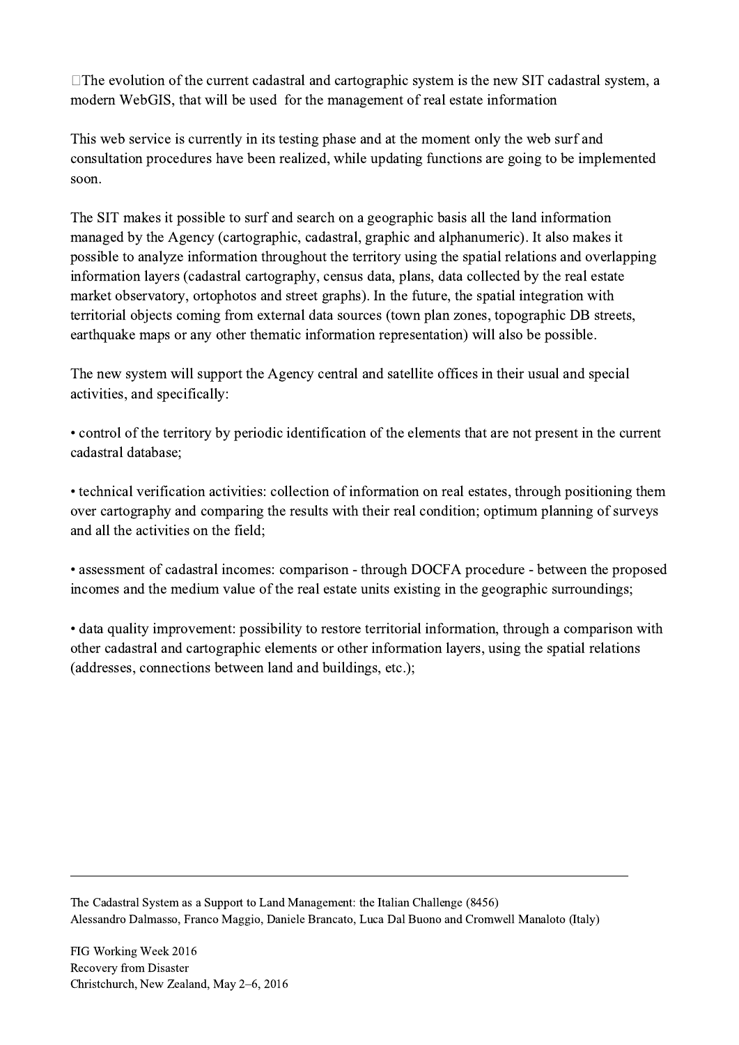The evolution of the current cadastral and cartographic system is the new SIT cadastral system, a modern WebGIS, that will be used for the management of real estate information

This web service is currently in its testing phase and at the moment only the web surf and consultation procedures have been realized, while updating functions are going to be implemented soon.

The SIT makes it possible to surf and search on a geographic basis all the land information managed by the Agency (cartographic, cadastral, graphic and alphanumeric). It also makes it possible to analyze information throughout the territory using the spatial relations and overlapping information layers (cadastral cartography, census data, plans, data collected by the real estate market observatory, ortophotos and street graphs). In the future, the spatial integration with territorial objects coming from external data sources (town plan zones, topographic DB streets, earthquake maps or any other thematic information representation) will also be possible.

The new system will support the Agency central and satellite offices in their usual and special activities, and specifically:

- control of the territory by periodic identification of the elements that are not present in the current cadastral database;
- technical verification activities: collection of information on real estates, through positioning them over cartography and comparing the results with their real condition; optimum planning of surveys and all the activities on the field;
- assessment of cadastral incomes: comparison - through DOCFA procedure - between the proposed incomes and the medium value of the real estate units existing in the geographic surroundings;
- data quality improvement: possibility to restore territorial information, through a comparison with other cadastral and cartographic elements or other information layers, using the spatial relations (addresses, connections between land and buildings, etc.);